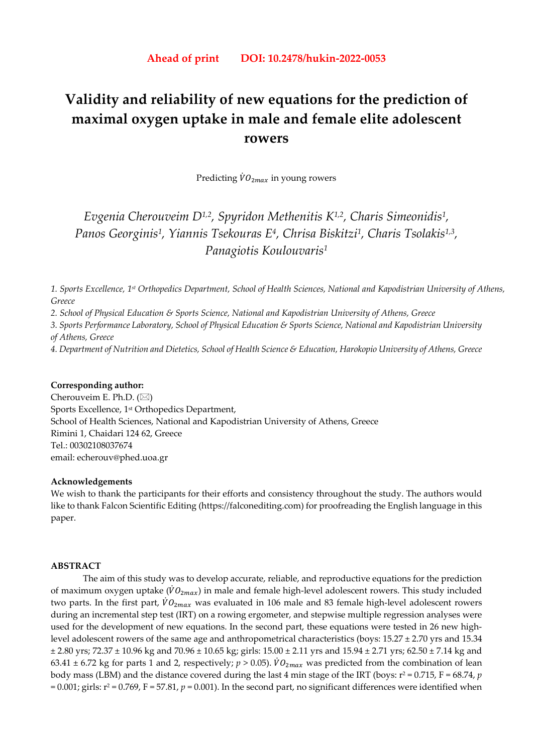**Ahead of print DOI: 10.2478/hukin-2022-0053**

# Validity and reliability of new equations for the prediction of maximal oxygen uptake in male and female elite adolescent rowers

Predicting $\dot{V}O_{2max}$ in young rowers

*Evgenia Cherouveim D[1,2], Spyridon Methenitis K[1,2], Charis Simeonidis[1], Panos Georginis[1], Yiannis Tsekouras E[4], Chrisa Biskitzi[1], Charis Tsolakis[1,3], Panagiotis Koulouvaris[1]*

*1. Sports Excellence, 1st Orthopedics Department, School of Health Sciences, National and Kapodistrian University of Athens, Greece*

*2. School of Physical Education & Sports Science, National and Kapodistrian University of Athens, Greece*

*3. Sports Performance Laboratory, School of Physical Education & Sports Science, National and Kapodistrian University of Athens, Greece*

*4. Department of Nutrition and Dietetics, School of Health Science & Education, Harokopio University of Athens, Greece*

**Corresponding author:**
Cherouveim E. Ph.D. (✉)
Sports Excellence, 1st Orthopedics Department,
School of Health Sciences, National and Kapodistrian University of Athens, Greece
Rimini 1, Chaidari 124 62, Greece
Tel.: 00302108037674
email: echerouv@phed.uoa.gr

**Acknowledgements**
We wish to thank the participants for their efforts and consistency throughout the study. The authors would like to thank Falcon Scientific Editing (https://falconediting.com) for proofreading the English language in this paper.

**ABSTRACT**

The aim of this study was to develop accurate, reliable, and reproductive equations for the prediction of maximum oxygen uptake ($\dot{V}O_{2max}$) in male and female high-level adolescent rowers. This study included two parts. In the first part, $\dot{V}O_{2max}$ was evaluated in 106 male and 83 female high-level adolescent rowers during an incremental step test (IRT) on a rowing ergometer, and stepwise multiple regression analyses were used for the development of new equations. In the second part, these equations were tested in 26 new high-level adolescent rowers of the same age and anthropometrical characteristics (boys: 15.27 ± 2.70 yrs and 15.34 ± 2.80 yrs; 72.37 ± 10.96 kg and 70.96 ± 10.65 kg; girls: 15.00 ± 2.11 yrs and 15.94 ± 2.71 yrs; 62.50 ± 7.14 kg and 63.41 ± 6.72 kg for parts 1 and 2, respectively; $p > 0.05$). $\dot{V}O_{2max}$ was predicted from the combination of lean body mass (LBM) and the distance covered during the last 4 min stage of the IRT (boys: $r^2 = 0.715$, $F = 68.74$, $p = 0.001$; girls: $r^2 = 0.769$, $F = 57.81$, $p = 0.001$). In the second part, no significant differences were identified when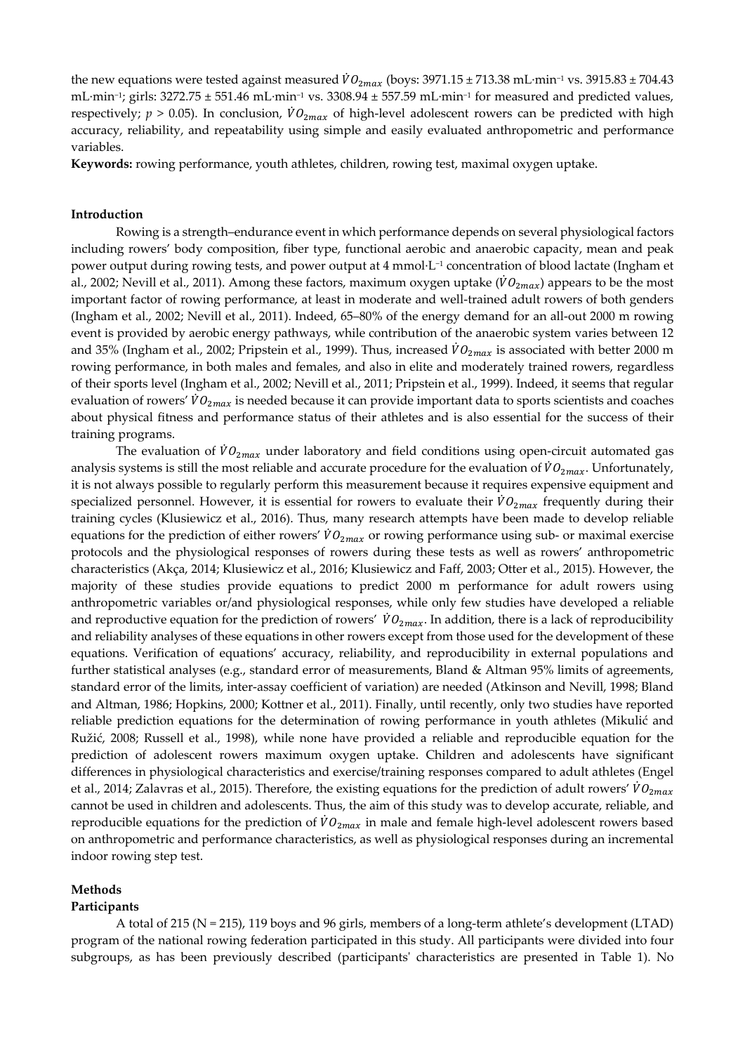the new equations were tested against measured $\dot{V}O_{2max}$ (boys: 3971.15 ± 713.38 mL·min$^{-1}$ vs. 3915.83 ± 704.43 mL·min$^{-1}$; girls: 3272.75 ± 551.46 mL·min$^{-1}$ vs. 3308.94 ± 557.59 mL·min$^{-1}$ for measured and predicted values, respectively; $p > 0.05$). In conclusion, $\dot{V}O_{2max}$ of high-level adolescent rowers can be predicted with high accuracy, reliability, and repeatability using simple and easily evaluated anthropometric and performance variables.

**Keywords:** rowing performance, youth athletes, children, rowing test, maximal oxygen uptake.

## Introduction

Rowing is a strength–endurance event in which performance depends on several physiological factors including rowers' body composition, fiber type, functional aerobic and anaerobic capacity, mean and peak power output during rowing tests, and power output at 4 mmol·L$^{-1}$ concentration of blood lactate (Ingham et al., 2002; Nevill et al., 2011). Among these factors, maximum oxygen uptake ($\dot{V}O_{2max}$) appears to be the most important factor of rowing performance, at least in moderate and well-trained adult rowers of both genders (Ingham et al., 2002; Nevill et al., 2011). Indeed, 65–80% of the energy demand for an all-out 2000 m rowing event is provided by aerobic energy pathways, while contribution of the anaerobic system varies between 12 and 35% (Ingham et al., 2002; Pripstein et al., 1999). Thus, increased $\dot{V}O_{2max}$ is associated with better 2000 m rowing performance, in both males and females, and also in elite and moderately trained rowers, regardless of their sports level (Ingham et al., 2002; Nevill et al., 2011; Pripstein et al., 1999). Indeed, it seems that regular evaluation of rowers' $\dot{V}O_{2max}$ is needed because it can provide important data to sports scientists and coaches about physical fitness and performance status of their athletes and is also essential for the success of their training programs.

The evaluation of $\dot{V}O_{2max}$ under laboratory and field conditions using open-circuit automated gas analysis systems is still the most reliable and accurate procedure for the evaluation of $\dot{V}O_{2max}$. Unfortunately, it is not always possible to regularly perform this measurement because it requires expensive equipment and specialized personnel. However, it is essential for rowers to evaluate their $\dot{V}O_{2max}$ frequently during their training cycles (Klusiewicz et al., 2016). Thus, many research attempts have been made to develop reliable equations for the prediction of either rowers' $\dot{V}O_{2max}$ or rowing performance using sub- or maximal exercise protocols and the physiological responses of rowers during these tests as well as rowers' anthropometric characteristics (Akça, 2014; Klusiewicz et al., 2016; Klusiewicz and Faff, 2003; Otter et al., 2015). However, the majority of these studies provide equations to predict 2000 m performance for adult rowers using anthropometric variables or/and physiological responses, while only few studies have developed a reliable and reproductive equation for the prediction of rowers' $\dot{V}O_{2max}$. In addition, there is a lack of reproducibility and reliability analyses of these equations in other rowers except from those used for the development of these equations. Verification of equations' accuracy, reliability, and reproducibility in external populations and further statistical analyses (e.g., standard error of measurements, Bland & Altman 95% limits of agreements, standard error of the limits, inter-assay coefficient of variation) are needed (Atkinson and Nevill, 1998; Bland and Altman, 1986; Hopkins, 2000; Kottner et al., 2011). Finally, until recently, only two studies have reported reliable prediction equations for the determination of rowing performance in youth athletes (Mikulić and Ružić, 2008; Russell et al., 1998), while none have provided a reliable and reproducible equation for the prediction of adolescent rowers maximum oxygen uptake. Children and adolescents have significant differences in physiological characteristics and exercise/training responses compared to adult athletes (Engel et al., 2014; Zalavras et al., 2015). Therefore, the existing equations for the prediction of adult rowers' $\dot{V}O_{2max}$ cannot be used in children and adolescents. Thus, the aim of this study was to develop accurate, reliable, and reproducible equations for the prediction of $\dot{V}O_{2max}$ in male and female high-level adolescent rowers based on anthropometric and performance characteristics, as well as physiological responses during an incremental indoor rowing step test.

## Methods

### Participants

A total of 215 (N = 215), 119 boys and 96 girls, members of a long-term athlete's development (LTAD) program of the national rowing federation participated in this study. All participants were divided into four subgroups, as has been previously described (participants' characteristics are presented in Table 1). No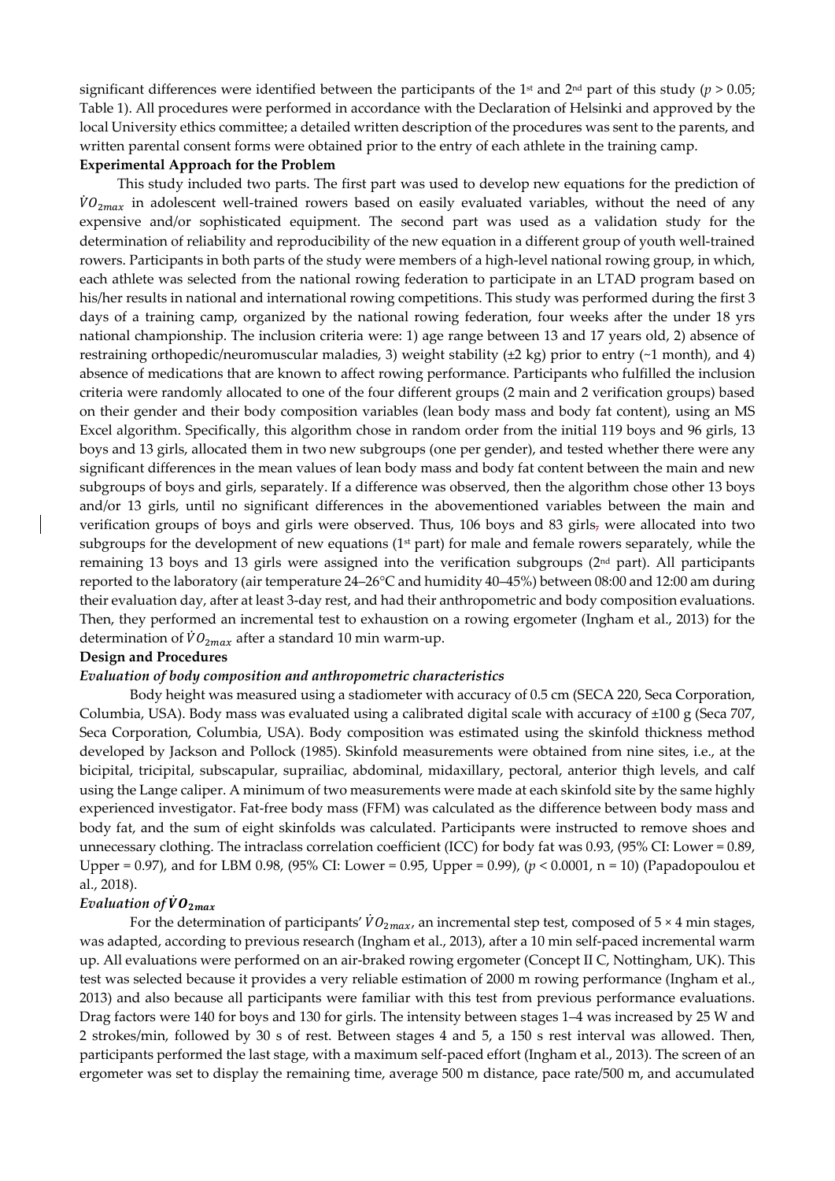significant differences were identified between the participants of the 1st and 2nd part of this study ($p > 0.05$; Table 1). All procedures were performed in accordance with the Declaration of Helsinki and approved by the local University ethics committee; a detailed written description of the procedures was sent to the parents, and written parental consent forms were obtained prior to the entry of each athlete in the training camp.

**Experimental Approach for the Problem**

This study included two parts. The first part was used to develop new equations for the prediction of $\dot{V}O_{2max}$ in adolescent well-trained rowers based on easily evaluated variables, without the need of any expensive and/or sophisticated equipment. The second part was used as a validation study for the determination of reliability and reproducibility of the new equation in a different group of youth well-trained rowers. Participants in both parts of the study were members of a high-level national rowing group, in which, each athlete was selected from the national rowing federation to participate in an LTAD program based on his/her results in national and international rowing competitions. This study was performed during the first 3 days of a training camp, organized by the national rowing federation, four weeks after the under 18 yrs national championship. The inclusion criteria were: 1) age range between 13 and 17 years old, 2) absence of restraining orthopedic/neuromuscular maladies, 3) weight stability (±2 kg) prior to entry (~1 month), and 4) absence of medications that are known to affect rowing performance. Participants who fulfilled the inclusion criteria were randomly allocated to one of the four different groups (2 main and 2 verification groups) based on their gender and their body composition variables (lean body mass and body fat content), using an MS Excel algorithm. Specifically, this algorithm chose in random order from the initial 119 boys and 96 girls, 13 boys and 13 girls, allocated them in two new subgroups (one per gender), and tested whether there were any significant differences in the mean values of lean body mass and body fat content between the main and new subgroups of boys and girls, separately. If a difference was observed, then the algorithm chose other 13 boys and/or 13 girls, until no significant differences in the abovementioned variables between the main and verification groups of boys and girls were observed. Thus, 106 boys and 83 girls were allocated into two subgroups for the development of new equations (1st part) for male and female rowers separately, while the remaining 13 boys and 13 girls were assigned into the verification subgroups (2nd part). All participants reported to the laboratory (air temperature 24–26°C and humidity 40–45%) between 08:00 and 12:00 am during their evaluation day, after at least 3-day rest, and had their anthropometric and body composition evaluations. Then, they performed an incremental test to exhaustion on a rowing ergometer (Ingham et al., 2013) for the determination of $\dot{V}O_{2max}$ after a standard 10 min warm-up.

**Design and Procedures**

***Evaluation of body composition and anthropometric characteristics***

Body height was measured using a stadiometer with accuracy of 0.5 cm (SECA 220, Seca Corporation, Columbia, USA). Body mass was evaluated using a calibrated digital scale with accuracy of ±100 g (Seca 707, Seca Corporation, Columbia, USA). Body composition was estimated using the skinfold thickness method developed by Jackson and Pollock (1985). Skinfold measurements were obtained from nine sites, i.e., at the bicipital, tricipital, subscapular, suprailiac, abdominal, midaxillary, pectoral, anterior thigh levels, and calf using the Lange caliper. A minimum of two measurements were made at each skinfold site by the same highly experienced investigator. Fat-free body mass (FFM) was calculated as the difference between body mass and body fat, and the sum of eight skinfolds was calculated. Participants were instructed to remove shoes and unnecessary clothing. The intraclass correlation coefficient (ICC) for body fat was 0.93, (95% CI: Lower = 0.89, Upper = 0.97), and for LBM 0.98, (95% CI: Lower = 0.95, Upper = 0.99), ($p < 0.0001$, n = 10) (Papadopoulou et al., 2018).

***Evaluation of $\dot{V}O_{2max}$***

For the determination of participants' $\dot{V}O_{2max}$, an incremental step test, composed of 5 × 4 min stages, was adapted, according to previous research (Ingham et al., 2013), after a 10 min self-paced incremental warm up. All evaluations were performed on an air-braked rowing ergometer (Concept II C, Nottingham, UK). This test was selected because it provides a very reliable estimation of 2000 m rowing performance (Ingham et al., 2013) and also because all participants were familiar with this test from previous performance evaluations. Drag factors were 140 for boys and 130 for girls. The intensity between stages 1–4 was increased by 25 W and 2 strokes/min, followed by 30 s of rest. Between stages 4 and 5, a 150 s rest interval was allowed. Then, participants performed the last stage, with a maximum self-paced effort (Ingham et al., 2013). The screen of an ergometer was set to display the remaining time, average 500 m distance, pace rate/500 m, and accumulated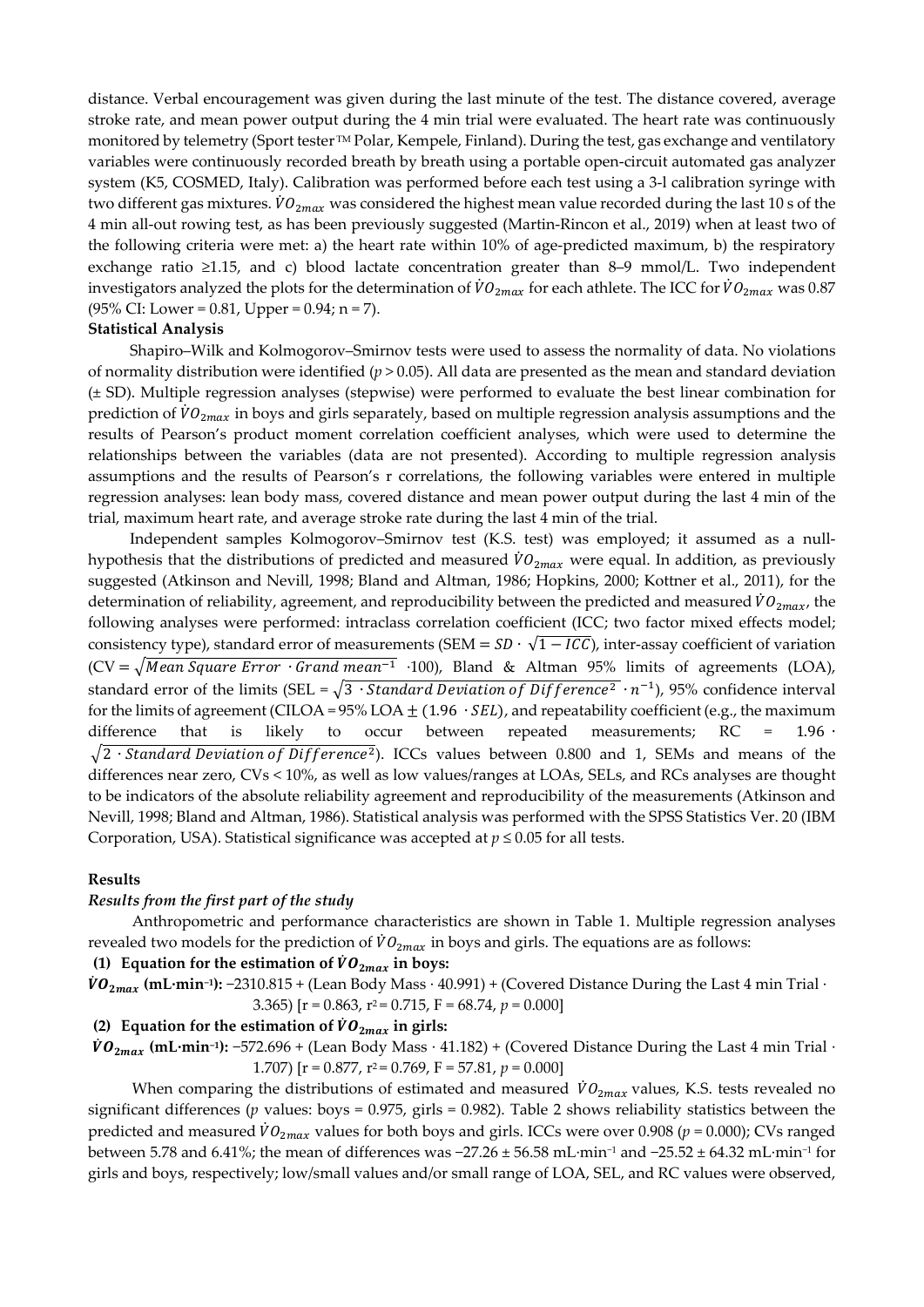distance. Verbal encouragement was given during the last minute of the test. The distance covered, average stroke rate, and mean power output during the 4 min trial were evaluated. The heart rate was continuously monitored by telemetry (Sport tester ™ Polar, Kempele, Finland). During the test, gas exchange and ventilatory variables were continuously recorded breath by breath using a portable open-circuit automated gas analyzer system (K5, COSMED, Italy). Calibration was performed before each test using a 3-l calibration syringe with two different gas mixtures. $\dot{V}O_{2max}$ was considered the highest mean value recorded during the last 10 s of the 4 min all-out rowing test, as has been previously suggested (Martin-Rincon et al., 2019) when at least two of the following criteria were met: a) the heart rate within 10% of age-predicted maximum, b) the respiratory exchange ratio ≥1.15, and c) blood lactate concentration greater than 8–9 mmol/L. Two independent investigators analyzed the plots for the determination of $\dot{V}O_{2max}$ for each athlete. The ICC for $\dot{V}O_{2max}$ was 0.87 (95% CI: Lower = 0.81, Upper = 0.94; n = 7).

**Statistical Analysis**

Shapiro–Wilk and Kolmogorov–Smirnov tests were used to assess the normality of data. No violations of normality distribution were identified ($p > 0.05$). All data are presented as the mean and standard deviation (± SD). Multiple regression analyses (stepwise) were performed to evaluate the best linear combination for prediction of $\dot{V}O_{2max}$ in boys and girls separately, based on multiple regression analysis assumptions and the results of Pearson's product moment correlation coefficient analyses, which were used to determine the relationships between the variables (data are not presented). According to multiple regression analysis assumptions and the results of Pearson's r correlations, the following variables were entered in multiple regression analyses: lean body mass, covered distance and mean power output during the last 4 min of the trial, maximum heart rate, and average stroke rate during the last 4 min of the trial.

Independent samples Kolmogorov–Smirnov test (K.S. test) was employed; it assumed as a null-hypothesis that the distributions of predicted and measured $\dot{V}O_{2max}$ were equal. In addition, as previously suggested (Atkinson and Nevill, 1998; Bland and Altman, 1986; Hopkins, 2000; Kottner et al., 2011), for the determination of reliability, agreement, and reproducibility between the predicted and measured $\dot{V}O_{2max}$, the following analyses were performed: intraclass correlation coefficient (ICC; two factor mixed effects model; consistency type), standard error of measurements (SEM = $SD \cdot \sqrt{1 - ICC}$), inter-assay coefficient of variation (CV = $\sqrt{Mean\ Square\ Error \cdot Grand\ mean^{-1}}$ ·100), Bland & Altman 95% limits of agreements (LOA), standard error of the limits (SEL = $\sqrt{3 \cdot Standard\ Deviation\ of\ Difference^2 \cdot n^{-1}}$), 95% confidence interval for the limits of agreement (CILOA = 95% LOA ± (1.96 · $SEL$), and repeatability coefficient (e.g., the maximum difference that is likely to occur between repeated measurements; RC = 1.96 · $\sqrt{2 \cdot Standard\ Deviation\ of\ Difference^2}$). ICCs values between 0.800 and 1, SEMs and means of the differences near zero, CVs < 10%, as well as low values/ranges at LOAs, SELs, and RCs analyses are thought to be indicators of the absolute reliability agreement and reproducibility of the measurements (Atkinson and Nevill, 1998; Bland and Altman, 1986). Statistical analysis was performed with the SPSS Statistics Ver. 20 (IBM Corporation, USA). Statistical significance was accepted at $p \leq 0.05$ for all tests.

## Results

### *Results from the first part of the study*

Anthropometric and performance characteristics are shown in Table 1. Multiple regression analyses revealed two models for the prediction of $\dot{V}O_{2max}$ in boys and girls. The equations are as follows:

**(1) Equation for the estimation of $\dot{V}O_{2max}$ in boys:**

**$\dot{V}O_{2max}$ (mL·min⁻¹):** −2310.815 + (Lean Body Mass · 40.991) + (Covered Distance During the Last 4 min Trial · 3.365) [r = 0.863, $r^2$ = 0.715, F = 68.74, $p$ = 0.000]

**(2) Equation for the estimation of $\dot{V}O_{2max}$ in girls:**

**$\dot{V}O_{2max}$ (mL·min⁻¹):** −572.696 + (Lean Body Mass · 41.182) + (Covered Distance During the Last 4 min Trial · 1.707) [r = 0.877, $r^2$ = 0.769, F = 57.81, $p$ = 0.000]

When comparing the distributions of estimated and measured $\dot{V}O_{2max}$ values, K.S. tests revealed no significant differences ($p$ values: boys = 0.975, girls = 0.982). Table 2 shows reliability statistics between the predicted and measured $\dot{V}O_{2max}$ values for both boys and girls. ICCs were over 0.908 ($p$ = 0.000); CVs ranged between 5.78 and 6.41%; the mean of differences was −27.26 ± 56.58 mL·min⁻¹ and −25.52 ± 64.32 mL·min⁻¹ for girls and boys, respectively; low/small values and/or small range of LOA, SEL, and RC values were observed,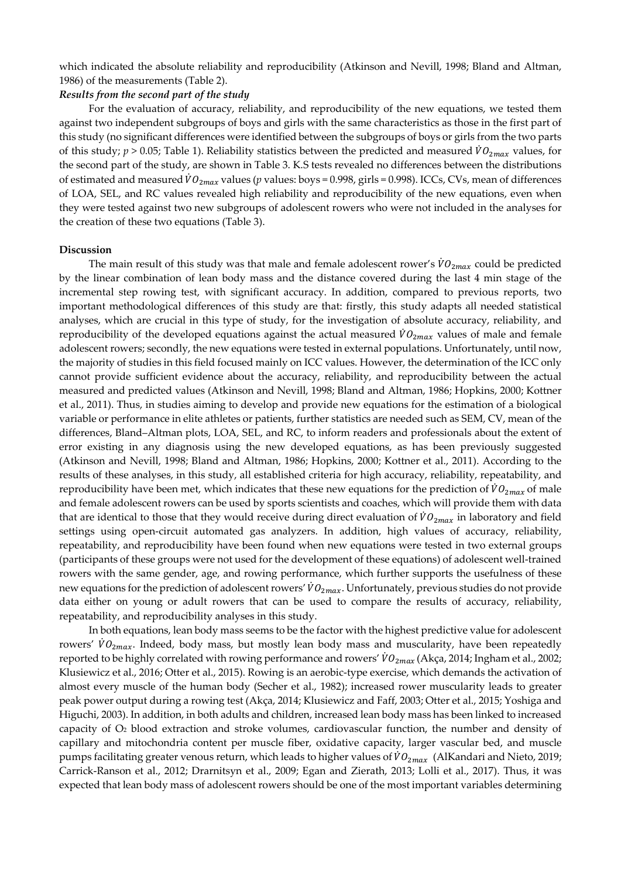which indicated the absolute reliability and reproducibility (Atkinson and Nevill, 1998; Bland and Altman, 1986) of the measurements (Table 2).

***Results from the second part of the study***

For the evaluation of accuracy, reliability, and reproducibility of the new equations, we tested them against two independent subgroups of boys and girls with the same characteristics as those in the first part of this study (no significant differences were identified between the subgroups of boys or girls from the two parts of this study; $p > 0.05$; Table 1). Reliability statistics between the predicted and measured $\dot{V}O_{2max}$ values, for the second part of the study, are shown in Table 3. K.S tests revealed no differences between the distributions of estimated and measured $\dot{V}O_{2max}$ values ($p$ values: boys = 0.998, girls = 0.998). ICCs, CVs, mean of differences of LOA, SEL, and RC values revealed high reliability and reproducibility of the new equations, even when they were tested against two new subgroups of adolescent rowers who were not included in the analyses for the creation of these two equations (Table 3).

## Discussion

The main result of this study was that male and female adolescent rower's $\dot{V}O_{2max}$ could be predicted by the linear combination of lean body mass and the distance covered during the last 4 min stage of the incremental step rowing test, with significant accuracy. In addition, compared to previous reports, two important methodological differences of this study are that: firstly, this study adapts all needed statistical analyses, which are crucial in this type of study, for the investigation of absolute accuracy, reliability, and reproducibility of the developed equations against the actual measured $\dot{V}O_{2max}$ values of male and female adolescent rowers; secondly, the new equations were tested in external populations. Unfortunately, until now, the majority of studies in this field focused mainly on ICC values. However, the determination of the ICC only cannot provide sufficient evidence about the accuracy, reliability, and reproducibility between the actual measured and predicted values (Atkinson and Nevill, 1998; Bland and Altman, 1986; Hopkins, 2000; Kottner et al., 2011). Thus, in studies aiming to develop and provide new equations for the estimation of a biological variable or performance in elite athletes or patients, further statistics are needed such as SEM, CV, mean of the differences, Bland–Altman plots, LOA, SEL, and RC, to inform readers and professionals about the extent of error existing in any diagnosis using the new developed equations, as has been previously suggested (Atkinson and Nevill, 1998; Bland and Altman, 1986; Hopkins, 2000; Kottner et al., 2011). According to the results of these analyses, in this study, all established criteria for high accuracy, reliability, repeatability, and reproducibility have been met, which indicates that these new equations for the prediction of $\dot{V}O_{2max}$ of male and female adolescent rowers can be used by sports scientists and coaches, which will provide them with data that are identical to those that they would receive during direct evaluation of $\dot{V}O_{2max}$ in laboratory and field settings using open-circuit automated gas analyzers. In addition, high values of accuracy, reliability, repeatability, and reproducibility have been found when new equations were tested in two external groups (participants of these groups were not used for the development of these equations) of adolescent well-trained rowers with the same gender, age, and rowing performance, which further supports the usefulness of these new equations for the prediction of adolescent rowers' $\dot{V}O_{2max}$. Unfortunately, previous studies do not provide data either on young or adult rowers that can be used to compare the results of accuracy, reliability, repeatability, and reproducibility analyses in this study.

In both equations, lean body mass seems to be the factor with the highest predictive value for adolescent rowers' $\dot{V}O_{2max}$. Indeed, body mass, but mostly lean body mass and muscularity, have been repeatedly reported to be highly correlated with rowing performance and rowers' $\dot{V}O_{2max}$ (Akça, 2014; Ingham et al., 2002; Klusiewicz et al., 2016; Otter et al., 2015). Rowing is an aerobic-type exercise, which demands the activation of almost every muscle of the human body (Secher et al., 1982); increased rower muscularity leads to greater peak power output during a rowing test (Akça, 2014; Klusiewicz and Faff, 2003; Otter et al., 2015; Yoshiga and Higuchi, 2003). In addition, in both adults and children, increased lean body mass has been linked to increased capacity of $O_2$ blood extraction and stroke volumes, cardiovascular function, the number and density of capillary and mitochondria content per muscle fiber, oxidative capacity, larger vascular bed, and muscle pumps facilitating greater venous return, which leads to higher values of $\dot{V}O_{2max}$ (AlKandari and Nieto, 2019; Carrick-Ranson et al., 2012; Drarnitsyn et al., 2009; Egan and Zierath, 2013; Lolli et al., 2017). Thus, it was expected that lean body mass of adolescent rowers should be one of the most important variables determining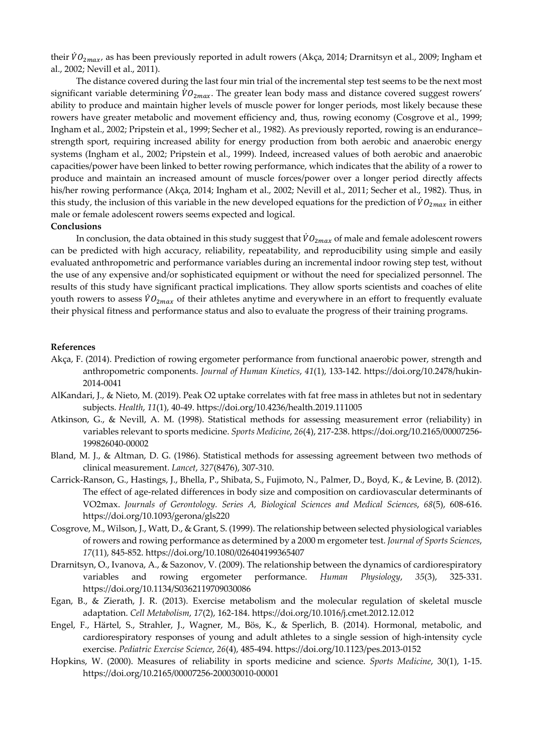their $\dot{V}O_{2max}$, as has been previously reported in adult rowers (Akça, 2014; Drarnitsyn et al., 2009; Ingham et al., 2002; Nevill et al., 2011).

The distance covered during the last four min trial of the incremental step test seems to be the next most significant variable determining $\dot{V}O_{2max}$. The greater lean body mass and distance covered suggest rowers' ability to produce and maintain higher levels of muscle power for longer periods, most likely because these rowers have greater metabolic and movement efficiency and, thus, rowing economy (Cosgrove et al., 1999; Ingham et al., 2002; Pripstein et al., 1999; Secher et al., 1982). As previously reported, rowing is an endurance–strength sport, requiring increased ability for energy production from both aerobic and anaerobic energy systems (Ingham et al., 2002; Pripstein et al., 1999). Indeed, increased values of both aerobic and anaerobic capacities/power have been linked to better rowing performance, which indicates that the ability of a rower to produce and maintain an increased amount of muscle forces/power over a longer period directly affects his/her rowing performance (Akça, 2014; Ingham et al., 2002; Nevill et al., 2011; Secher et al., 1982). Thus, in this study, the inclusion of this variable in the new developed equations for the prediction of $\dot{V}O_{2max}$ in either male or female adolescent rowers seems expected and logical.

## Conclusions

In conclusion, the data obtained in this study suggest that $\dot{V}O_{2max}$ of male and female adolescent rowers can be predicted with high accuracy, reliability, repeatability, and reproducibility using simple and easily evaluated anthropometric and performance variables during an incremental indoor rowing step test, without the use of any expensive and/or sophisticated equipment or without the need for specialized personnel. The results of this study have significant practical implications. They allow sports scientists and coaches of elite youth rowers to assess $\dot{V}O_{2max}$ of their athletes anytime and everywhere in an effort to frequently evaluate their physical fitness and performance status and also to evaluate the progress of their training programs.

## References

Akça, F. (2014). Prediction of rowing ergometer performance from functional anaerobic power, strength and anthropometric components. *Journal of Human Kinetics*, *41*(1), 133-142. https://doi.org/10.2478/hukin-2014-0041

AlKandari, J., & Nieto, M. (2019). Peak O2 uptake correlates with fat free mass in athletes but not in sedentary subjects. *Health*, *11*(1), 40-49. https://doi.org/10.4236/health.2019.111005

Atkinson, G., & Nevill, A. M. (1998). Statistical methods for assessing measurement error (reliability) in variables relevant to sports medicine. *Sports Medicine*, *26*(4), 217-238. https://doi.org/10.2165/00007256-199826040-00002

Bland, M. J., & Altman, D. G. (1986). Statistical methods for assessing agreement between two methods of clinical measurement. *Lancet*, *327*(8476), 307-310.

Carrick-Ranson, G., Hastings, J., Bhella, P., Shibata, S., Fujimoto, N., Palmer, D., Boyd, K., & Levine, B. (2012). The effect of age-related differences in body size and composition on cardiovascular determinants of VO2max. *Journals of Gerontology. Series A, Biological Sciences and Medical Sciences*, *68*(5), 608-616. https://doi.org/10.1093/gerona/gls220

Cosgrove, M., Wilson, J., Watt, D., & Grant, S. (1999). The relationship between selected physiological variables of rowers and rowing performance as determined by a 2000 m ergometer test. *Journal of Sports Sciences*, *17*(11), 845-852. https://doi.org/10.1080/026404199365407

Drarnitsyn, O., Ivanova, A., & Sazonov, V. (2009). The relationship between the dynamics of cardiorespiratory variables and rowing ergometer performance. *Human Physiology*, *35*(3), 325-331. https://doi.org/10.1134/S0362119709030086

Egan, B., & Zierath, J. R. (2013). Exercise metabolism and the molecular regulation of skeletal muscle adaptation. *Cell Metabolism*, *17*(2), 162-184. https://doi.org/10.1016/j.cmet.2012.12.012

Engel, F., Härtel, S., Strahler, J., Wagner, M., Bös, K., & Sperlich, B. (2014). Hormonal, metabolic, and cardiorespiratory responses of young and adult athletes to a single session of high-intensity cycle exercise. *Pediatric Exercise Science*, *26*(4), 485-494. https://doi.org/10.1123/pes.2013-0152

Hopkins, W. (2000). Measures of reliability in sports medicine and science. *Sports Medicine*, 30(1), 1-15. https://doi.org/10.2165/00007256-200030010-00001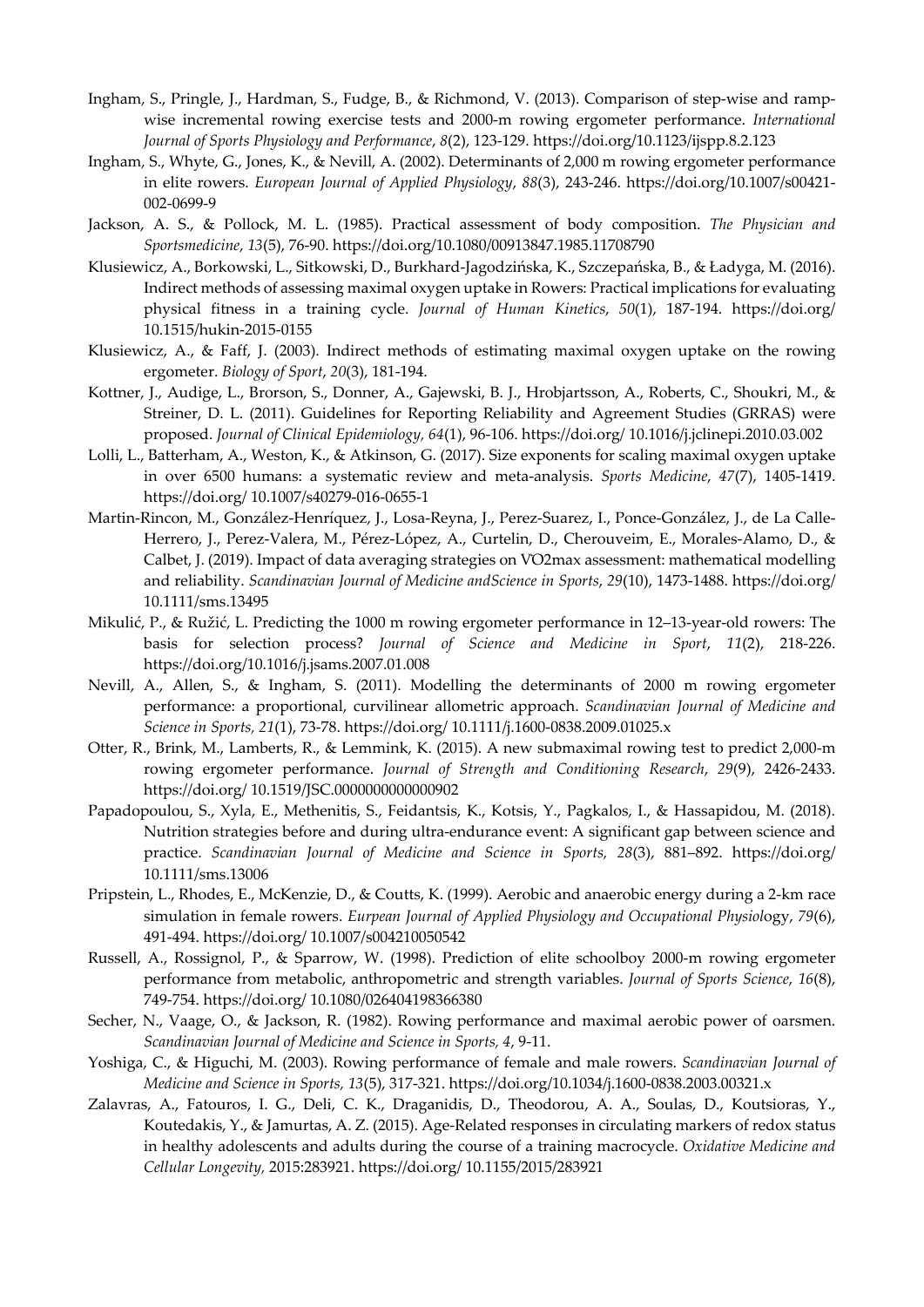Ingham, S., Pringle, J., Hardman, S., Fudge, B., & Richmond, V. (2013). Comparison of step-wise and ramp-wise incremental rowing exercise tests and 2000-m rowing ergometer performance. *International Journal of Sports Physiology and Performance*, *8*(2), 123-129. https://doi.org/10.1123/ijspp.8.2.123

Ingham, S., Whyte, G., Jones, K., & Nevill, A. (2002). Determinants of 2,000 m rowing ergometer performance in elite rowers. *European Journal of Applied Physiology*, *88*(3), 243-246. https://doi.org/10.1007/s00421-002-0699-9

Jackson, A. S., & Pollock, M. L. (1985). Practical assessment of body composition. *The Physician and Sportsmedicine*, *13*(5), 76-90. https://doi.org/10.1080/00913847.1985.11708790

Klusiewicz, A., Borkowski, L., Sitkowski, D., Burkhard-Jagodzińska, K., Szczepańska, B., & Ładyga, M. (2016). Indirect methods of assessing maximal oxygen uptake in Rowers: Practical implications for evaluating physical fitness in a training cycle. *Journal of Human Kinetics*, *50*(1), 187-194. https://doi.org/ 10.1515/hukin-2015-0155

Klusiewicz, A., & Faff, J. (2003). Indirect methods of estimating maximal oxygen uptake on the rowing ergometer. *Biology of Sport*, *20*(3), 181-194.

Kottner, J., Audige, L., Brorson, S., Donner, A., Gajewski, B. J., Hrobjartsson, A., Roberts, C., Shoukri, M., & Streiner, D. L. (2011). Guidelines for Reporting Reliability and Agreement Studies (GRRAS) were proposed. *Journal of Clinical Epidemiology, 64*(1), 96-106. https://doi.org/ 10.1016/j.jclinepi.2010.03.002

Lolli, L., Batterham, A., Weston, K., & Atkinson, G. (2017). Size exponents for scaling maximal oxygen uptake in over 6500 humans: a systematic review and meta-analysis. *Sports Medicine*, *47*(7), 1405-1419. https://doi.org/ 10.1007/s40279-016-0655-1

Martin-Rincon, M., González-Henríquez, J., Losa-Reyna, J., Perez-Suarez, I., Ponce-González, J., de La Calle-Herrero, J., Perez-Valera, M., Pérez-López, A., Curtelin, D., Cherouveim, E., Morales-Alamo, D., & Calbet, J. (2019). Impact of data averaging strategies on VO2max assessment: mathematical modelling and reliability. *Scandinavian Journal of Medicine andScience in Sports*, *29*(10), 1473-1488. https://doi.org/ 10.1111/sms.13495

Mikulić, P., & Ružić, L. Predicting the 1000 m rowing ergometer performance in 12–13-year-old rowers: The basis for selection process? *Journal of Science and Medicine in Sport*, *11*(2), 218-226. https://doi.org/10.1016/j.jsams.2007.01.008

Nevill, A., Allen, S., & Ingham, S. (2011). Modelling the determinants of 2000 m rowing ergometer performance: a proportional, curvilinear allometric approach. *Scandinavian Journal of Medicine and Science in Sports, 21*(1), 73-78. https://doi.org/ 10.1111/j.1600-0838.2009.01025.x

Otter, R., Brink, M., Lamberts, R., & Lemmink, K. (2015). A new submaximal rowing test to predict 2,000-m rowing ergometer performance. *Journal of Strength and Conditioning Research*, *29*(9), 2426-2433. https://doi.org/ 10.1519/JSC.0000000000000902

Papadopoulou, S., Xyla, E., Methenitis, S., Feidantsis, K., Kotsis, Y., Pagkalos, I., & Hassapidou, M. (2018). Nutrition strategies before and during ultra-endurance event: A significant gap between science and practice. *Scandinavian Journal of Medicine and Science in Sports, 28*(3), 881–892. https://doi.org/ 10.1111/sms.13006

Pripstein, L., Rhodes, E., McKenzie, D., & Coutts, K. (1999). Aerobic and anaerobic energy during a 2-km race simulation in female rowers. *Eurpean Journal of Applied Physiology and Occupational Physiol*ogy, *79*(6), 491-494. https://doi.org/ 10.1007/s004210050542

Russell, A., Rossignol, P., & Sparrow, W. (1998). Prediction of elite schoolboy 2000-m rowing ergometer performance from metabolic, anthropometric and strength variables. *Journal of Sports Science*, *16*(8), 749-754. https://doi.org/ 10.1080/026404198366380

Secher, N., Vaage, O., & Jackson, R. (1982). Rowing performance and maximal aerobic power of oarsmen. *Scandinavian Journal of Medicine and Science in Sports, 4*, 9-11.

Yoshiga, C., & Higuchi, M. (2003). Rowing performance of female and male rowers. *Scandinavian Journal of Medicine and Science in Sports, 13*(5), 317-321. https://doi.org/10.1034/j.1600-0838.2003.00321.x

Zalavras, A., Fatouros, I. G., Deli, C. K., Draganidis, D., Theodorou, A. A., Soulas, D., Koutsioras, Y., Koutedakis, Y., & Jamurtas, A. Z. (2015). Age-Related responses in circulating markers of redox status in healthy adolescents and adults during the course of a training macrocycle. *Oxidative Medicine and Cellular Longevity,* 2015:283921. https://doi.org/ 10.1155/2015/283921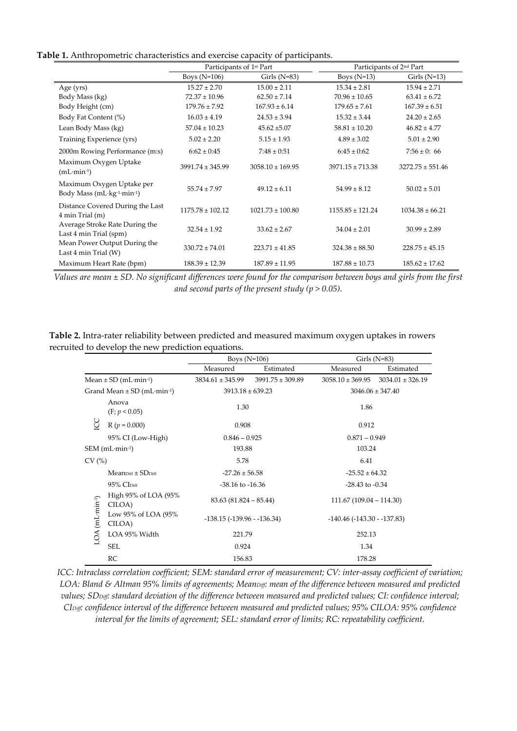**Table 1.** Anthropometric characteristics and exercise capacity of participants.

| | Participants of 1st Part | | Participants of 2nd Part | |
|---|---|---|---|---|
| | Boys (N=106) | Girls (N=83) | Boys (N=13) | Girls (N=13) |
| Age (yrs) | 15.27 ± 2.70 | 15.00 ± 2.11 | 15.34 ± 2.81 | 15.94 ± 2.71 |
| Body Mass (kg) | 72.37 ± 10.96 | 62.50 ± 7.14 | 70.96 ± 10.65 | 63.41 ± 6.72 |
| Body Height (cm) | 179.76 ± 7.92 | 167.93 ± 6.14 | 179.65 ± 7.61 | 167.39 ± 6.51 |
| Body Fat Content (%) | 16.03 ± 4.19 | 24.53 ± 3.94 | 15.32 ± 3.44 | 24.20 ± 2.65 |
| Lean Body Mass (kg) | 57.04 ± 10.23 | 45.62 ±5.07 | 58.81 ± 10.20 | 46.82 ± 4.77 |
| Training Experience (yrs) | 5.02 ± 2.20 | 5.15 ± 1.93 | 4.89 ± 3.02 | 5.01 ± 2.90 |
| 2000m Rowing Performance (m:s) | 6:62 ± 0:45 | 7:48 ± 0:51 | 6:45 ± 0:62 | 7:56 ± 0: 66 |
| Maximum Oxygen Uptake (mL·min-1) | 3991.74 ± 345.99 | 3058.10 ± 169.95 | 3971.15 ± 713.38 | 3272.75 ± 551.46 |
| Maximum Oxygen Uptake per Body Mass (mL·kg-1·min-1) | 55.74 ± 7.97 | 49.12 ± 6.11 | 54.99 ± 8.12 | 50.02 ± 5.01 |
| Distance Covered During the Last 4 min Trial (m) | 1175.78 ± 102.12 | 1021.73 ± 100.80 | 1155.85 ± 121.24 | 1034.38 ± 66.21 |
| Average Stroke Rate During the Last 4 min Trial (spm) | 32.54 ± 1.92 | 33.62 ± 2.67 | 34.04 ± 2.01 | 30.99 ± 2.89 |
| Mean Power Output During the Last 4 min Trial (W) | 330.72 ± 74.01 | 223.71 ± 41.85 | 324.38 ± 88.50 | 228.75 ± 45.15 |
| Maximum Heart Rate (bpm) | 188.39 ± 12.39 | 187.89 ± 11.95 | 187.88 ± 10.73 | 185.62 ± 17.62 |

*Values are mean ± SD. No significant differences were found for the comparison between boys and girls from the first and second parts of the present study ($p > 0.05$).*

**Table 2.** Intra-rater reliability between predicted and measured maximum oxygen uptakes in rowers recruited to develop the new prediction equations.

| | | Boys (N=106) | | Girls (N=83) | |
|---|---|---|---|---|---|
| | | Measured | Estimated | Measured | Estimated |
| Mean ± SD (mL·min-1) | | 3834.61 ± 345.99 | 3991.75 ± 309.89 | 3058.10 ± 369.95 | 3034.01 ± 326.19 |
| Grand Mean ± SD (mL·min-1) | | 3913.18 ± 639.23 | | 3046.06 ± 347.40 | |
| ICC | Anova ($F$; $p < 0.05$) | 1.30 | | 1.86 | |
| | R ($p = 0.000$) | 0.908 | | 0.912 | |
| | 95% CI (Low-High) | 0.846 – 0.925 | | 0.871 – 0.949 | |
| SEM (mL·min-1) | | 193.88 | | 103.24 | |
| CV (%) | | 5.78 | | 6.41 | |
| LOA (mL·min-1) | $Mean_{Diff}$ ± $SD_{Diff}$ | -27.26 ± 56.58 | | -25.52 ± 64.32 | |
| | 95% $CI_{Diff}$ | -38.16 to -16.36 | | -28.43 to -0.34 | |
| | High 95% of LOA (95% CILOA) | 83.63 (81.824 – 85.44) | | 111.67 (109.04 – 114.30) | |
| | Low 95% of LOA (95% CILOA) | -138.15 (-139.96 - -136.34) | | -140.46 (-143.30 - -137.83) | |
| | LOA 95% Width | 221.79 | | 252.13 | |
| | SEL | 0.924 | | 1.34 | |
| | RC | 156.83 | | 178.28 | |

*ICC: Intraclass correlation coefficient; SEM: standard error of measurement; CV: inter-assay coefficient of variation; LOA: Bland & Altman 95% limits of agreements; $Mean_{Diff}$: mean of the difference between measured and predicted values; $SD_{Diff}$: standard deviation of the difference between measured and predicted values; CI: confidence interval; $CI_{Diff}$: confidence interval of the difference between measured and predicted values; 95% CILOA: 95% confidence interval for the limits of agreement; SEL: standard error of limits; RC: repeatability coefficient.*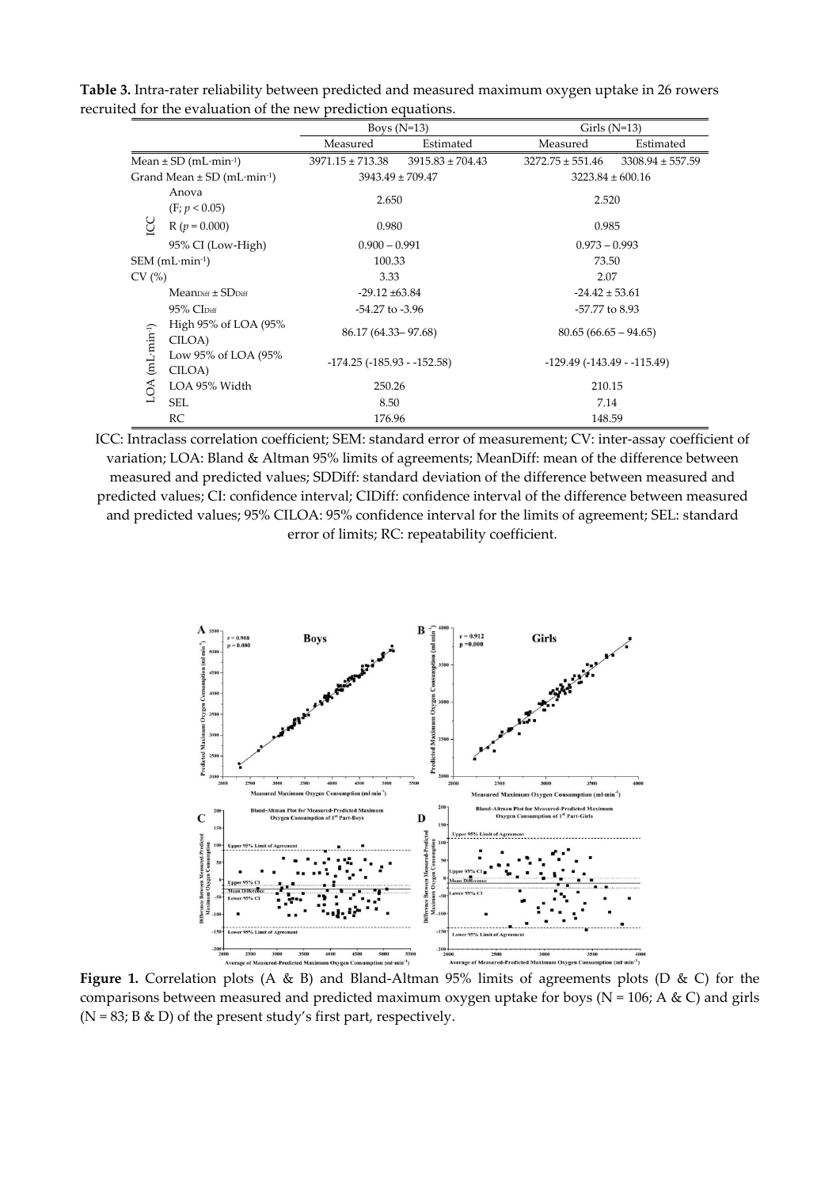**Table 3.** Intra-rater reliability between predicted and measured maximum oxygen uptake in 26 rowers recruited for the evaluation of the new prediction equations.

| | | Boys (N=13) | | Girls (N=13) | |
|---|---|---|---|---|---|
| | | Measured | Estimated | Measured | Estimated |
| Mean ± SD (mL·min$^{-1}$) | | 3971.15 ± 713.38 | 3915.83 ± 704.43 | 3272.75 ± 551.46 | 3308.94 ± 557.59 |
| Grand Mean ± SD (mL·min$^{-1}$) | | 3943.49 ± 709.47 | | 3223.84 ± 600.16 | |
| ICC | Anova ($F$; $p < 0.05$) | 2.650 | | 2.520 | |
| | R ($p = 0.000$) | 0.980 | | 0.985 | |
| | 95% CI (Low-High) | 0.900 – 0.991 | | 0.973 – 0.993 | |
| SEM (mL·min$^{-1}$) | | 100.33 | | 73.50 | |
| CV (%) | | 3.33 | | 2.07 | |
| LOA (mL·min$^{-1}$) | $Mean_{Diff} \pm SD_{Diff}$ | -29.12 ±63.84 | | -24.42 ± 53.61 | |
| | 95% $CI_{Diff}$ | -54.27 to -3.96 | | -57.77 to 8.93 | |
| | High 95% of LOA (95% CILOA) | 86.17 (64.33– 97.68) | | 80.65 (66.65 – 94.65) | |
| | Low 95% of LOA (95% CILOA) | -174.25 (-185.93 - -152.58) | | -129.49 (-143.49 - -115.49) | |
| | LOA 95% Width | 250.26 | | 210.15 | |
| | SEL | 8.50 | | 7.14 | |
| | RC | 176.96 | | 148.59 | |

ICC: Intraclass correlation coefficient; SEM: standard error of measurement; CV: inter-assay coefficient of variation; LOA: Bland & Altman 95% limits of agreements; MeanDiff: mean of the difference between measured and predicted values; SDDiff: standard deviation of the difference between measured and predicted values; CI: confidence interval; CIDiff: confidence interval of the difference between measured and predicted values; 95% CILOA: 95% confidence interval for the limits of agreement; SEL: standard error of limits; RC: repeatability coefficient.

**Figure 1.** Correlation plots (A & B) and Bland-Altman 95% limits of agreements plots (D & C) for the comparisons between measured and predicted maximum oxygen uptake for boys (N = 106; A & C) and girls (N = 83; B & D) of the present study's first part, respectively.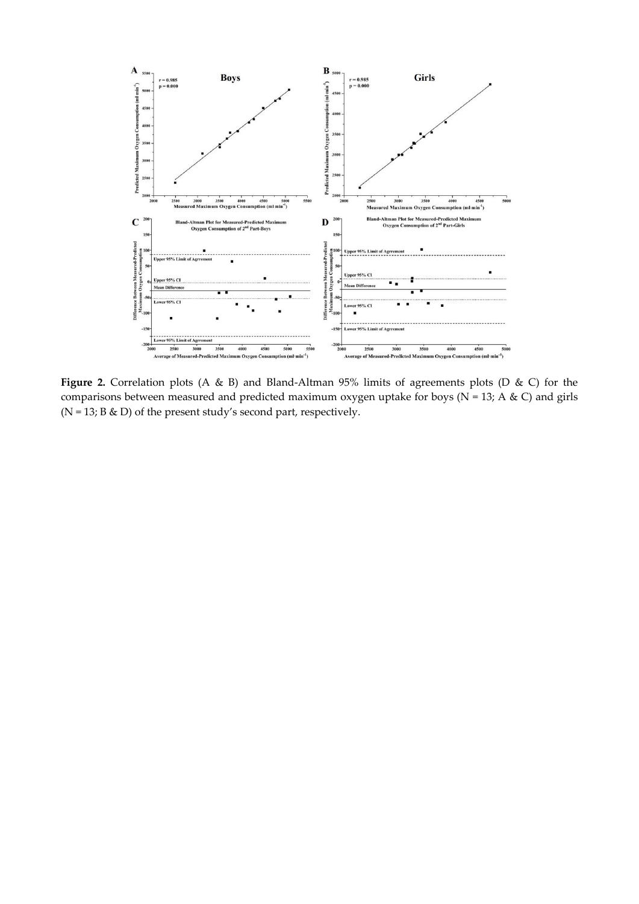A

Boys

r = 0.985
p = 0.000

Predicted Maximum Oxygen Consumption (ml·min$^{-1}$)

Measured Maximum Oxygen Consumption (ml·min$^{-1}$)

B

Girls

r = 0.985
p = 0.000

Predicted Maximum Oxygen Consumption (ml·min$^{-1}$)

Measured Maximum Oxygen Consumption (ml·min$^{-1}$)

C

Bland-Altman Plot for Measured-Predicted Maximum Oxygen Consumption of 2nd Part-Boys

Upper 95% Limit of Agrreement

Upper 95% CI

Mean Difference

Lower 95% CI

Lower 95% Limit of Agrreement

Difference Between Measured-Predicted Maximum Oxygen Consumption

Average of Measured-Predicted Maximum Oxygen Consumption (ml·min$^{-1}$)

D

Bland-Altman Plot for Measured-Predicted Maximum Oxygen Consumption of 2nd Part-Girls

Upper 95% Limit of Agrreement

Upper 95% CI

Mean Difference

Lower 95% CI

Lower 95% Limit of Agrreement

Difference Between Measured-Predicted Maximum Oxygen Consumption

Average of Measured-Predicted Maximum Oxygen Consumption (ml·min$^{-1}$)

**Figure 2.** Correlation plots (A & B) and Bland-Altman 95% limits of agreements plots (D & C) for the comparisons between measured and predicted maximum oxygen uptake for boys (N = 13; A & C) and girls (N = 13; B & D) of the present study's second part, respectively.